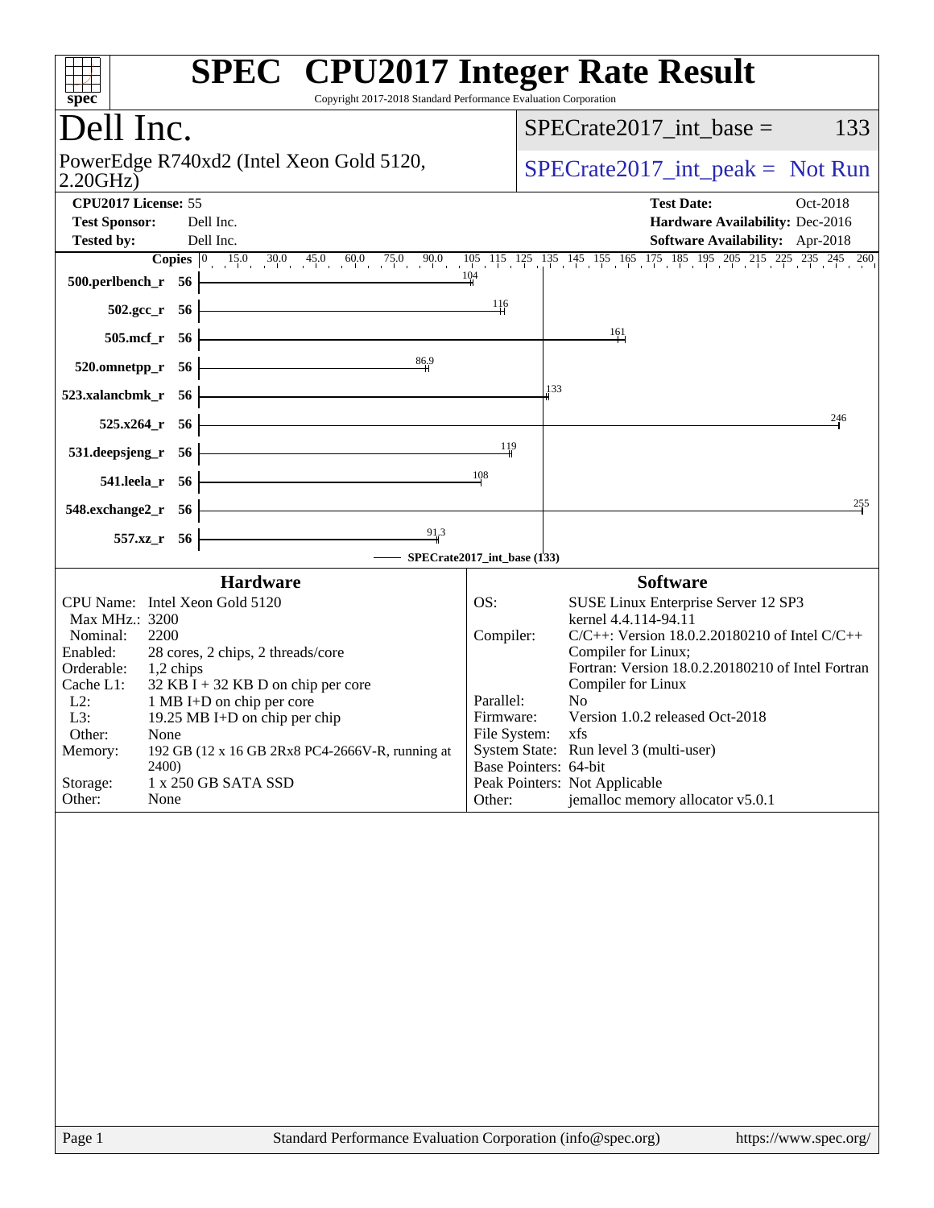# SPEC CPU2017 Integer Rate Result

Copyright 2017-2018 Standard Performance Evaluation Corporation

## Dell Inc.

PowerEdge R740xd2 (Intel Xeon Gold 5120, 2.20GHz)

SPECrate2017_int_base = 133

SPECrate2017_int_peak = Not Run

**CPU2017 License:** 55
**Test Sponsor:** Dell Inc.
**Tested by:** Dell Inc.

**Test Date:** Oct-2018
**Hardware Availability:** Dec-2016
**Software Availability:** Apr-2018

| Benchmark | Copies | Base Ratio |
|---|---|---|
| 500.perlbench_r | 56 | 104 |
| 502.gcc_r | 56 | 116 |
| 505.mcf_r | 56 | 161 |
| 520.omnetpp_r | 56 | 86.9 |
| 523.xalancbmk_r | 56 | 133 |
| 525.x264_r | 56 | 246 |
| 531.deepsjeng_r | 56 | 119 |
| 541.leela_r | 56 | 108 |
| 548.exchange2_r | 56 | 255 |
| 557.xz_r | 56 | 91.3 |

SPECrate2017_int_base (133)

### Hardware

- CPU Name: Intel Xeon Gold 5120
- Max MHz.: 3200
- Nominal: 2200
- Enabled: 28 cores, 2 chips, 2 threads/core
- Orderable: 1,2 chips
- Cache L1: 32 KB I + 32 KB D on chip per core
- L2: 1 MB I+D on chip per core
- L3: 19.25 MB I+D on chip per chip
- Other: None
- Memory: 192 GB (12 x 16 GB 2Rx8 PC4-2666V-R, running at 2400)
- Storage: 1 x 250 GB SATA SSD
- Other: None

### Software

- OS: SUSE Linux Enterprise Server 12 SP3 kernel 4.4.114-94.11
- Compiler: C/C++: Version 18.0.2.20180210 of Intel C/C++ Compiler for Linux; Fortran: Version 18.0.2.20180210 of Intel Fortran Compiler for Linux
- Parallel: No
- Firmware: Version 1.0.2 released Oct-2018
- File System: xfs
- System State: Run level 3 (multi-user)
- Base Pointers: 64-bit
- Peak Pointers: Not Applicable
- Other: jemalloc memory allocator v5.0.1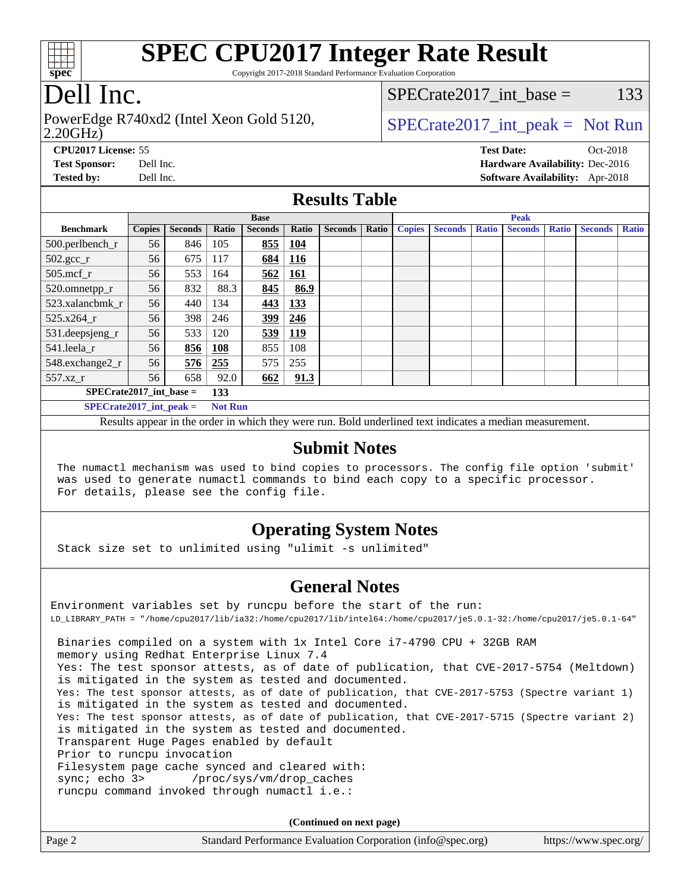# SPEC CPU2017 Integer Rate Result

Copyright 2017-2018 Standard Performance Evaluation Corporation

## Dell Inc.

PowerEdge R740xd2 (Intel Xeon Gold 5120, 2.20GHz)

SPECrate2017_int_base = 133

SPECrate2017_int_peak = Not Run

**CPU2017 License:** 55
**Test Sponsor:** Dell Inc.
**Tested by:** Dell Inc.

**Test Date:** Oct-2018
**Hardware Availability:** Dec-2016
**Software Availability:** Apr-2018

## Results Table

| Benchmark | Base | | | | | | | Peak | | | | | | |
|---|---|---|---|---|---|---|---|---|---|---|---|---|---|---|
| | Copies | Seconds | Ratio | Seconds | Ratio | Seconds | Ratio | Copies | Seconds | Ratio | Seconds | Ratio | Seconds | Ratio |
| 500.perlbench_r | 56 | 846 | 105 | **855** | **104** | | | | | | | | | |
| 502.gcc_r | 56 | 675 | 117 | **684** | **116** | | | | | | | | | |
| 505.mcf_r | 56 | 553 | 164 | **562** | **161** | | | | | | | | | |
| 520.omnetpp_r | 56 | 832 | 88.3 | **845** | **86.9** | | | | | | | | | |
| 523.xalancbmk_r | 56 | 440 | 134 | **443** | **133** | | | | | | | | | |
| 525.x264_r | 56 | 398 | 246 | **399** | **246** | | | | | | | | | |
| 531.deepsjeng_r | 56 | 533 | 120 | **539** | **119** | | | | | | | | | |
| 541.leela_r | 56 | **856** | **108** | 855 | 108 | | | | | | | | | |
| 548.exchange2_r | 56 | **576** | **255** | 575 | 255 | | | | | | | | | |
| 557.xz_r | 56 | 658 | 92.0 | **662** | **91.3** | | | | | | | | | |

SPECrate2017_int_base = **133**

SPECrate2017_int_peak = **Not Run**

Results appear in the order in which they were run. Bold underlined text indicates a median measurement.

## Submit Notes

```
The numactl mechanism was used to bind copies to processors. The config file option 'submit'
was used to generate numactl commands to bind each copy to a specific processor.
For details, please see the config file.
```

## Operating System Notes

```
Stack size set to unlimited using "ulimit -s unlimited"
```

## General Notes

```
Environment variables set by runcpu before the start of the run:
LD_LIBRARY_PATH = "/home/cpu2017/lib/ia32:/home/cpu2017/lib/intel64:/home/cpu2017/je5.0.1-32:/home/cpu2017/je5.0.1-64"

 Binaries compiled on a system with 1x Intel Core i7-4790 CPU + 32GB RAM
 memory using Redhat Enterprise Linux 7.4
 Yes: The test sponsor attests, as of date of publication, that CVE-2017-5754 (Meltdown)
 is mitigated in the system as tested and documented.
 Yes: The test sponsor attests, as of date of publication, that CVE-2017-5753 (Spectre variant 1)
 is mitigated in the system as tested and documented.
 Yes: The test sponsor attests, as of date of publication, that CVE-2017-5715 (Spectre variant 2)
 is mitigated in the system as tested and documented.
 Transparent Huge Pages enabled by default
 Prior to runcpu invocation
 Filesystem page cache synced and cleared with:
 sync; echo 3>       /proc/sys/vm/drop_caches
 runcpu command invoked through numactl i.e.:
```

**(Continued on next page)**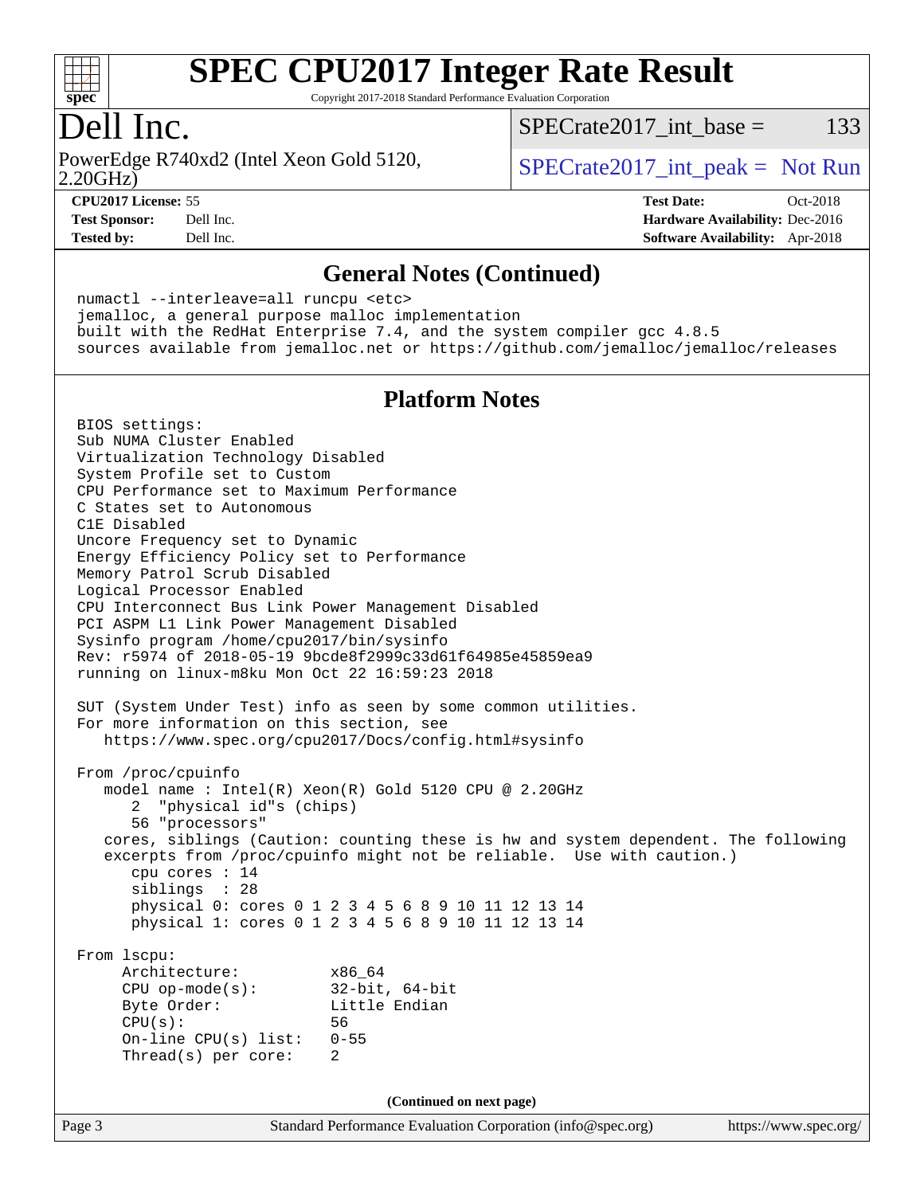# SPEC CPU2017 Integer Rate Result

Copyright 2017-2018 Standard Performance Evaluation Corporation

## Dell Inc.

PowerEdge R740xd2 (Intel Xeon Gold 5120, 2.20GHz)

SPECrate2017_int_base = 133

SPECrate2017_int_peak = Not Run

**CPU2017 License:** 55
**Test Sponsor:** Dell Inc.
**Tested by:** Dell Inc.

**Test Date:** Oct-2018
**Hardware Availability:** Dec-2016
**Software Availability:** Apr-2018

## General Notes (Continued)

```
numactl --interleave=all runcpu <etc>
jemalloc, a general purpose malloc implementation
built with the RedHat Enterprise 7.4, and the system compiler gcc 4.8.5
sources available from jemalloc.net or https://github.com/jemalloc/jemalloc/releases
```

## Platform Notes

```
BIOS settings:
Sub NUMA Cluster Enabled
Virtualization Technology Disabled
System Profile set to Custom
CPU Performance set to Maximum Performance
C States set to Autonomous
C1E Disabled
Uncore Frequency set to Dynamic
Energy Efficiency Policy set to Performance
Memory Patrol Scrub Disabled
Logical Processor Enabled
CPU Interconnect Bus Link Power Management Disabled
PCI ASPM L1 Link Power Management Disabled
Sysinfo program /home/cpu2017/bin/sysinfo
Rev: r5974 of 2018-05-19 9bcde8f2999c33d61f64985e45859ea9
running on linux-m8ku Mon Oct 22 16:59:23 2018

SUT (System Under Test) info as seen by some common utilities.
For more information on this section, see
   https://www.spec.org/cpu2017/Docs/config.html#sysinfo

From /proc/cpuinfo
   model name : Intel(R) Xeon(R) Gold 5120 CPU @ 2.20GHz
      2  "physical id"s (chips)
      56 "processors"
   cores, siblings (Caution: counting these is hw and system dependent. The following
   excerpts from /proc/cpuinfo might not be reliable.  Use with caution.)
      cpu cores : 14
      siblings  : 28
      physical 0: cores 0 1 2 3 4 5 6 8 9 10 11 12 13 14
      physical 1: cores 0 1 2 3 4 5 6 8 9 10 11 12 13 14

From lscpu:
     Architecture:          x86_64
     CPU op-mode(s):        32-bit, 64-bit
     Byte Order:            Little Endian
     CPU(s):                56
     On-line CPU(s) list:   0-55
     Thread(s) per core:    2
```

(Continued on next page)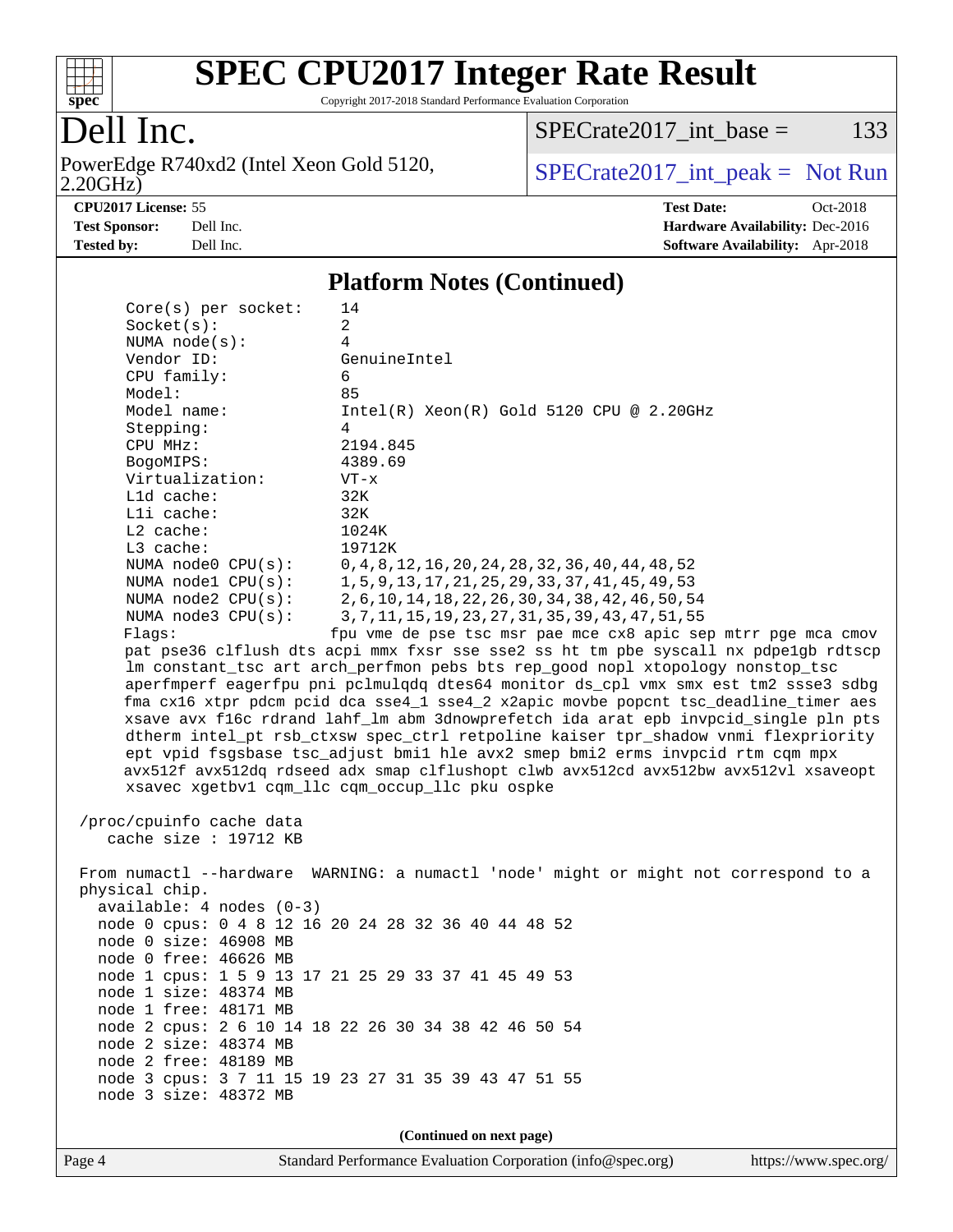## Platform Notes (Continued)

```
    Core(s) per socket:    14
    Socket(s):             2
    NUMA node(s):          4
    Vendor ID:             GenuineIntel
    CPU family:            6
    Model:                 85
    Model name:            Intel(R) Xeon(R) Gold 5120 CPU @ 2.20GHz
    Stepping:              4
    CPU MHz:               2194.845
    BogoMIPS:              4389.69
    Virtualization:        VT-x
    L1d cache:             32K
    L1i cache:             32K
    L2 cache:              1024K
    L3 cache:              19712K
    NUMA node0 CPU(s):     0,4,8,12,16,20,24,28,32,36,40,44,48,52
    NUMA node1 CPU(s):     1,5,9,13,17,21,25,29,33,37,41,45,49,53
    NUMA node2 CPU(s):     2,6,10,14,18,22,26,30,34,38,42,46,50,54
    NUMA node3 CPU(s):     3,7,11,15,19,23,27,31,35,39,43,47,51,55
    Flags:                fpu vme de pse tsc msr pae mce cx8 apic sep mtrr pge mca cmov
    pat pse36 clflush dts acpi mmx fxsr sse sse2 ss ht tm pbe syscall nx pdpe1gb rdtscp
    lm constant_tsc art arch_perfmon pebs bts rep_good nopl xtopology nonstop_tsc
    aperfmperf eagerfpu pni pclmulqdq dtes64 monitor ds_cpl vmx smx est tm2 ssse3 sdbg
    fma cx16 xtpr pdcm pcid dca sse4_1 sse4_2 x2apic movbe popcnt tsc_deadline_timer aes
    xsave avx f16c rdrand lahf_lm abm 3dnowprefetch ida arat epb invpcid_single pln pts
    dtherm intel_pt rsb_ctxsw spec_ctrl retpoline kaiser tpr_shadow vnmi flexpriority
    ept vpid fsgsbase tsc_adjust bmi1 hle avx2 smep bmi2 erms invpcid rtm cqm mpx
    avx512f avx512dq rdseed adx smap clflushopt clwb avx512cd avx512bw avx512vl xsaveopt
    xsavec xgetbv1 cqm_llc cqm_occup_llc pku ospke

 /proc/cpuinfo cache data
    cache size : 19712 KB

 From numactl --hardware  WARNING: a numactl 'node' might or might not correspond to a
 physical chip.
   available: 4 nodes (0-3)
   node 0 cpus: 0 4 8 12 16 20 24 28 32 36 40 44 48 52
   node 0 size: 46908 MB
   node 0 free: 46626 MB
   node 1 cpus: 1 5 9 13 17 21 25 29 33 37 41 45 49 53
   node 1 size: 48374 MB
   node 1 free: 48171 MB
   node 2 cpus: 2 6 10 14 18 22 26 30 34 38 42 46 50 54
   node 2 size: 48374 MB
   node 2 free: 48189 MB
   node 3 cpus: 3 7 11 15 19 23 27 31 35 39 43 47 51 55
   node 3 size: 48372 MB
```

**(Continued on next page)**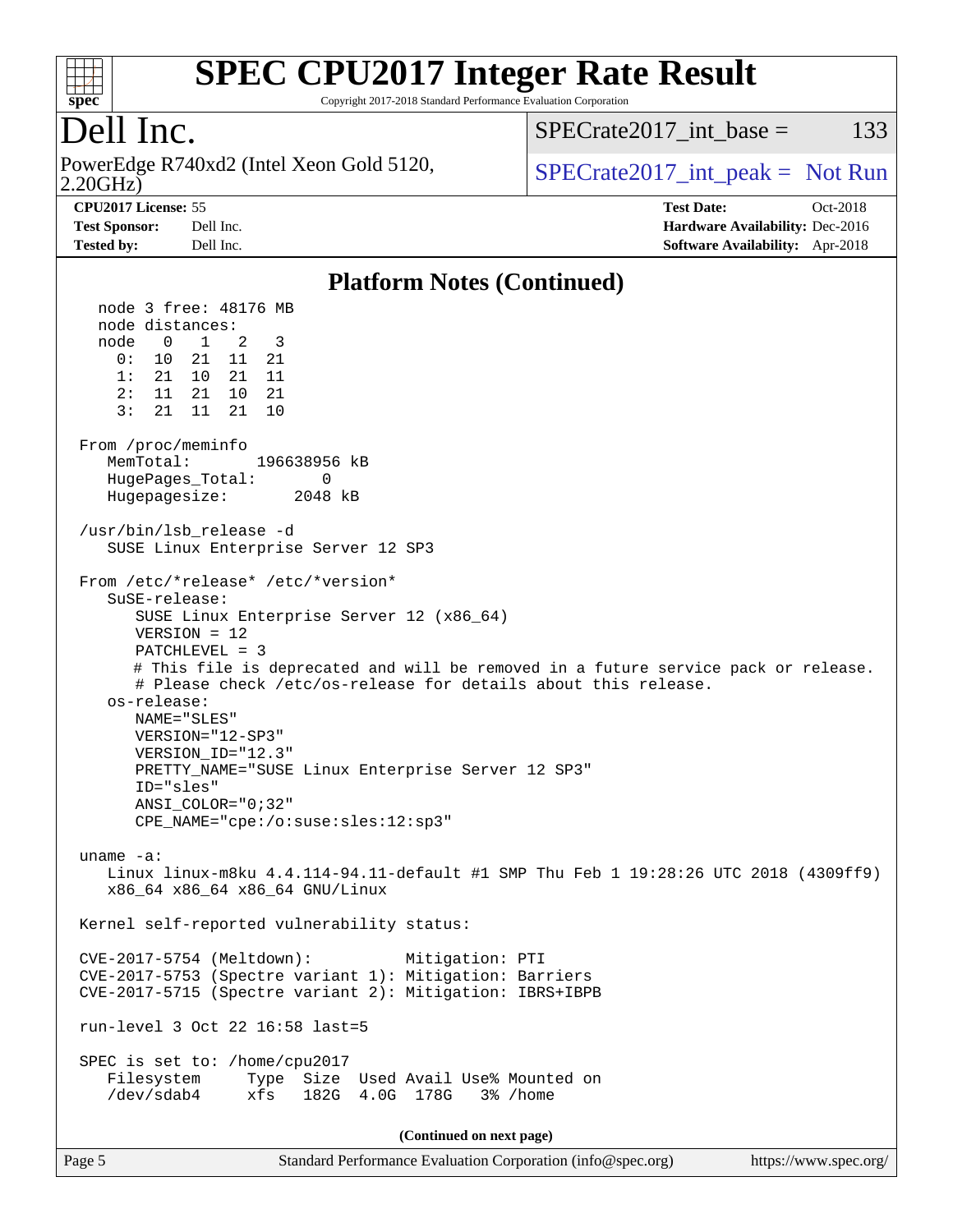## Platform Notes (Continued)

```
  node 3 free: 48176 MB
  node distances:
  node   0   1   2   3
    0:  10  21  11  21
    1:  21  10  21  11
    2:  11  21  10  21
    3:  21  11  21  10

From /proc/meminfo
   MemTotal:       196638956 kB
   HugePages_Total:       0
   Hugepagesize:       2048 kB

/usr/bin/lsb_release -d
   SUSE Linux Enterprise Server 12 SP3

From /etc/*release* /etc/*version*
   SuSE-release:
      SUSE Linux Enterprise Server 12 (x86_64)
      VERSION = 12
      PATCHLEVEL = 3
      # This file is deprecated and will be removed in a future service pack or release.
      # Please check /etc/os-release for details about this release.
   os-release:
      NAME="SLES"
      VERSION="12-SP3"
      VERSION_ID="12.3"
      PRETTY_NAME="SUSE Linux Enterprise Server 12 SP3"
      ID="sles"
      ANSI_COLOR="0;32"
      CPE_NAME="cpe:/o:suse:sles:12:sp3"

uname -a:
   Linux linux-m8ku 4.4.114-94.11-default #1 SMP Thu Feb 1 19:28:26 UTC 2018 (4309ff9)
   x86_64 x86_64 x86_64 GNU/Linux

Kernel self-reported vulnerability status:

CVE-2017-5754 (Meltdown):          Mitigation: PTI
CVE-2017-5753 (Spectre variant 1): Mitigation: Barriers
CVE-2017-5715 (Spectre variant 2): Mitigation: IBRS+IBPB

run-level 3 Oct 22 16:58 last=5

SPEC is set to: /home/cpu2017
   Filesystem     Type  Size  Used Avail Use% Mounted on
   /dev/sdab4     xfs   182G  4.0G  178G   3% /home
```

(Continued on next page)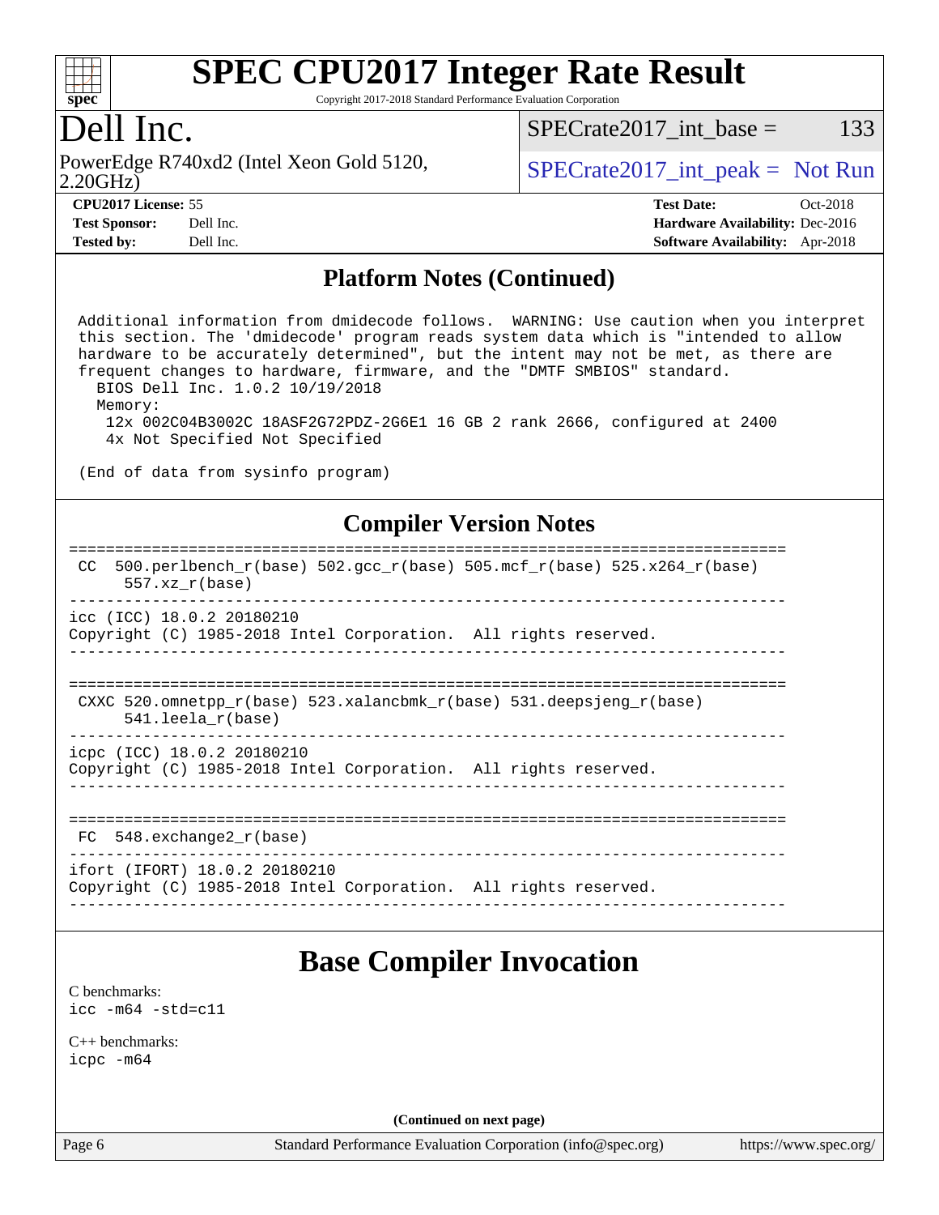## Platform Notes (Continued)

```
 Additional information from dmidecode follows.  WARNING: Use caution when you interpret
 this section. The 'dmidecode' program reads system data which is "intended to allow
 hardware to be accurately determined", but the intent may not be met, as there are
 frequent changes to hardware, firmware, and the "DMTF SMBIOS" standard.
   BIOS Dell Inc. 1.0.2 10/19/2018
   Memory:
    12x 002C04B3002C 18ASF2G72PDZ-2G6E1 16 GB 2 rank 2666, configured at 2400
    4x Not Specified Not Specified

 (End of data from sysinfo program)
```

## Compiler Version Notes

```
==============================================================================
 CC  500.perlbench_r(base) 502.gcc_r(base) 505.mcf_r(base) 525.x264_r(base)
      557.xz_r(base)
------------------------------------------------------------------------------
icc (ICC) 18.0.2 20180210
Copyright (C) 1985-2018 Intel Corporation.  All rights reserved.
------------------------------------------------------------------------------

==============================================================================
 CXXC 520.omnetpp_r(base) 523.xalancbmk_r(base) 531.deepsjeng_r(base)
      541.leela_r(base)
------------------------------------------------------------------------------
icpc (ICC) 18.0.2 20180210
Copyright (C) 1985-2018 Intel Corporation.  All rights reserved.
------------------------------------------------------------------------------

==============================================================================
 FC  548.exchange2_r(base)
------------------------------------------------------------------------------
ifort (IFORT) 18.0.2 20180210
Copyright (C) 1985-2018 Intel Corporation.  All rights reserved.
------------------------------------------------------------------------------
```

# Base Compiler Invocation

C benchmarks:
`icc -m64 -std=c11`

C++ benchmarks:
`icpc -m64`

**(Continued on next page)**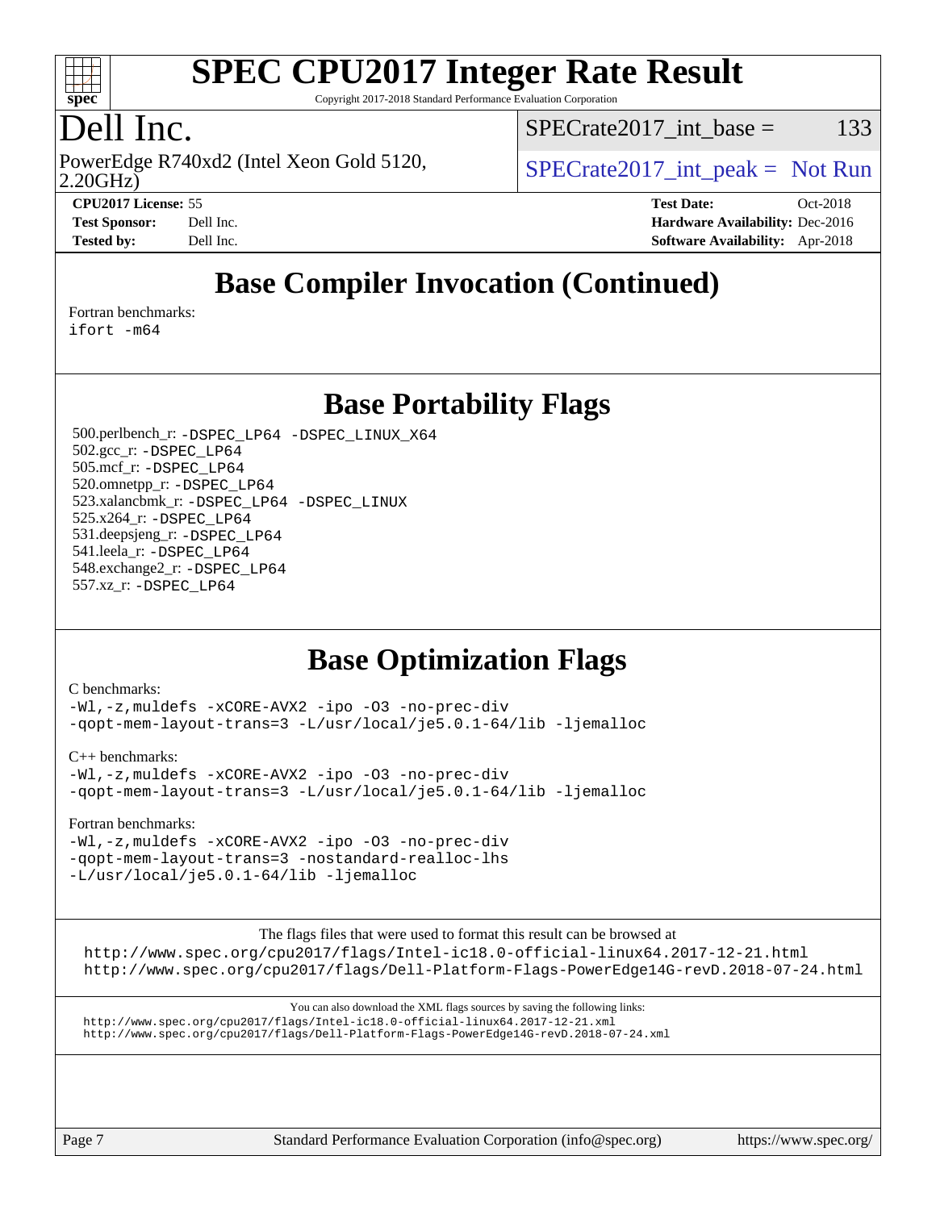# SPEC CPU2017 Integer Rate Result

Copyright 2017-2018 Standard Performance Evaluation Corporation

# Dell Inc.

PowerEdge R740xd2 (Intel Xeon Gold 5120, 2.20GHz)

SPECrate2017_int_base = 133

SPECrate2017_int_peak = Not Run

**CPU2017 License:** 55
**Test Sponsor:** Dell Inc.
**Tested by:** Dell Inc.

**Test Date:** Oct-2018
**Hardware Availability:** Dec-2016
**Software Availability:** Apr-2018

## Base Compiler Invocation (Continued)

Fortran benchmarks:
```
ifort -m64
```

## Base Portability Flags

500.perlbench_r: `-DSPEC_LP64 -DSPEC_LINUX_X64`
502.gcc_r: `-DSPEC_LP64`
505.mcf_r: `-DSPEC_LP64`
520.omnetpp_r: `-DSPEC_LP64`
523.xalancbmk_r: `-DSPEC_LP64 -DSPEC_LINUX`
525.x264_r: `-DSPEC_LP64`
531.deepsjeng_r: `-DSPEC_LP64`
541.leela_r: `-DSPEC_LP64`
548.exchange2_r: `-DSPEC_LP64`
557.xz_r: `-DSPEC_LP64`

## Base Optimization Flags

C benchmarks:
```
-Wl,-z,muldefs -xCORE-AVX2 -ipo -O3 -no-prec-div
-qopt-mem-layout-trans=3 -L/usr/local/je5.0.1-64/lib -ljemalloc
```

C++ benchmarks:
```
-Wl,-z,muldefs -xCORE-AVX2 -ipo -O3 -no-prec-div
-qopt-mem-layout-trans=3 -L/usr/local/je5.0.1-64/lib -ljemalloc
```

Fortran benchmarks:
```
-Wl,-z,muldefs -xCORE-AVX2 -ipo -O3 -no-prec-div
-qopt-mem-layout-trans=3 -nostandard-realloc-lhs
-L/usr/local/je5.0.1-64/lib -ljemalloc
```

The flags files that were used to format this result can be browsed at
http://www.spec.org/cpu2017/flags/Intel-ic18.0-official-linux64.2017-12-21.html
http://www.spec.org/cpu2017/flags/Dell-Platform-Flags-PowerEdge14G-revD.2018-07-24.html

You can also download the XML flags sources by saving the following links:
http://www.spec.org/cpu2017/flags/Intel-ic18.0-official-linux64.2017-12-21.xml
http://www.spec.org/cpu2017/flags/Dell-Platform-Flags-PowerEdge14G-revD.2018-07-24.xml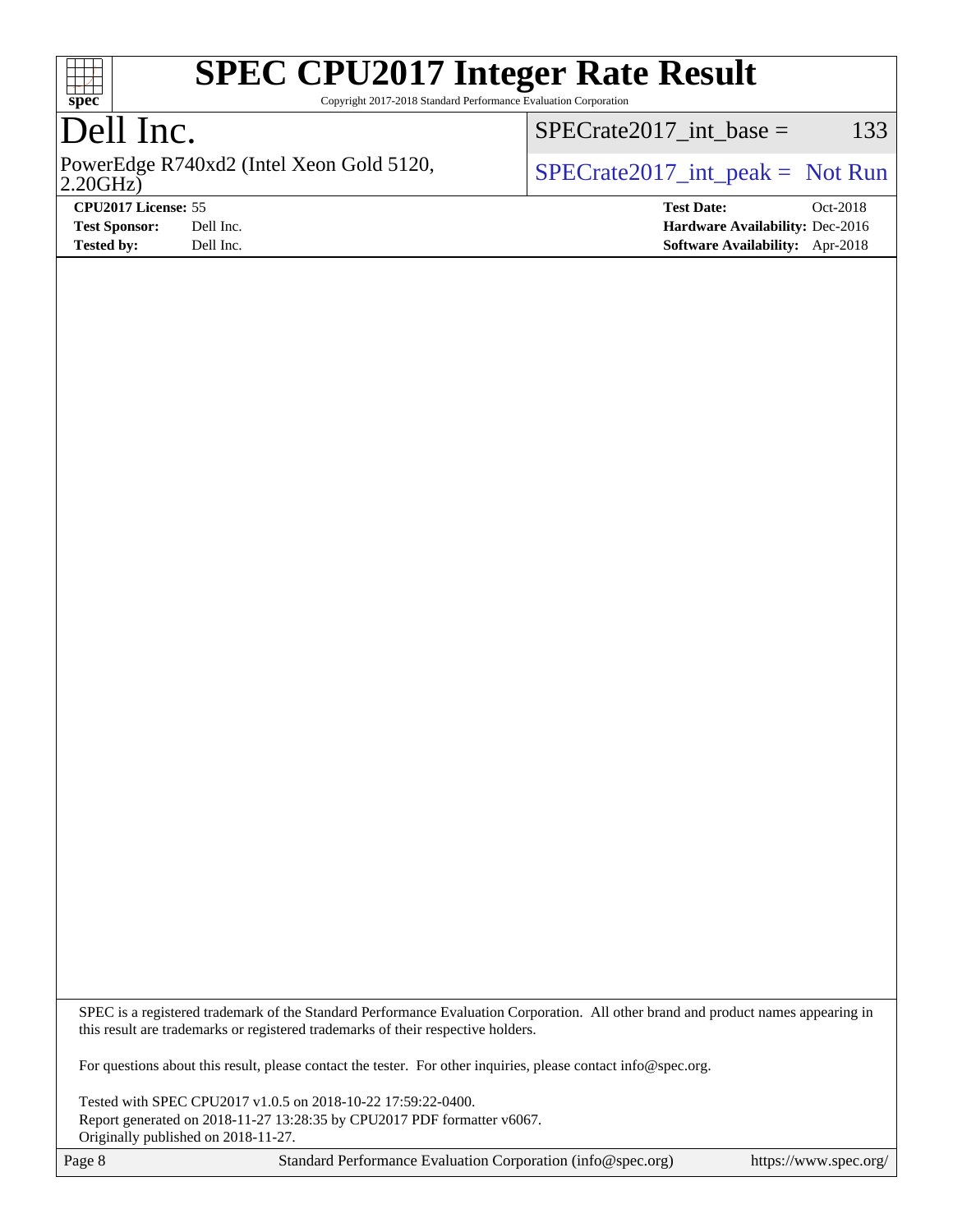SPEC is a registered trademark of the Standard Performance Evaluation Corporation. All other brand and product names appearing in this result are trademarks or registered trademarks of their respective holders.

For questions about this result, please contact the tester. For other inquiries, please contact info@spec.org.

Tested with SPEC CPU2017 v1.0.5 on 2018-10-22 17:59:22-0400.
Report generated on 2018-11-27 13:28:35 by CPU2017 PDF formatter v6067.
Originally published on 2018-11-27.